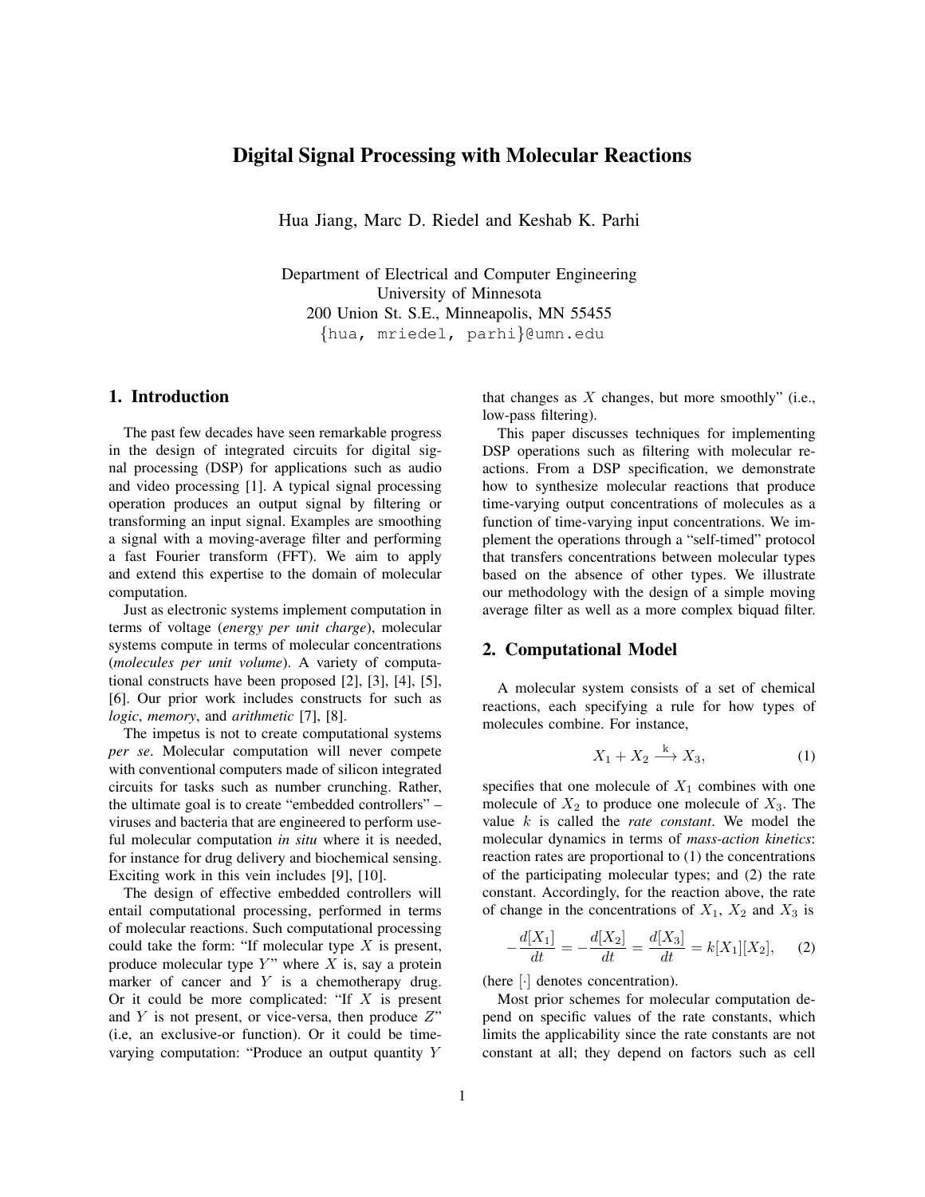# Digital Signal Processing with Molecular Reactions

Hua Jiang, Marc D. Riedel and Keshab K. Parhi

Department of Electrical and Computer Engineering
University of Minnesota
200 Union St. S.E., Minneapolis, MN 55455
{hua, mriedel, parhi}@umn.edu

## 1. Introduction

The past few decades have seen remarkable progress in the design of integrated circuits for digital signal processing (DSP) for applications such as audio and video processing [1]. A typical signal processing operation produces an output signal by filtering or transforming an input signal. Examples are smoothing a signal with a moving-average filter and performing a fast Fourier transform (FFT). We aim to apply and extend this expertise to the domain of molecular computation.

Just as electronic systems implement computation in terms of voltage (*energy per unit charge*), molecular systems compute in terms of molecular concentrations (*molecules per unit volume*). A variety of computational constructs have been proposed [2], [3], [4], [5], [6]. Our prior work includes constructs for such as *logic*, *memory*, and *arithmetic* [7], [8].

The impetus is not to create computational systems *per se*. Molecular computation will never compete with conventional computers made of silicon integrated circuits for tasks such as number crunching. Rather, the ultimate goal is to create "embedded controllers" – viruses and bacteria that are engineered to perform useful molecular computation *in situ* where it is needed, for instance for drug delivery and biochemical sensing. Exciting work in this vein includes [9], [10].

The design of effective embedded controllers will entail computational processing, performed in terms of molecular reactions. Such computational processing could take the form: "If molecular type $X$ is present, produce molecular type $Y$" where $X$ is, say a protein marker of cancer and $Y$ is a chemotherapy drug. Or it could be more complicated: "If $X$ is present and $Y$ is not present, or vice-versa, then produce $Z$" (i.e, an exclusive-or function). Or it could be time-varying computation: "Produce an output quantity $Y$ that changes as $X$ changes, but more smoothly" (i.e., low-pass filtering).

This paper discusses techniques for implementing DSP operations such as filtering with molecular reactions. From a DSP specification, we demonstrate how to synthesize molecular reactions that produce time-varying output concentrations of molecules as a function of time-varying input concentrations. We implement the operations through a "self-timed" protocol that transfers concentrations between molecular types based on the absence of other types. We illustrate our methodology with the design of a simple moving average filter as well as a more complex biquad filter.

## 2. Computational Model

A molecular system consists of a set of chemical reactions, each specifying a rule for how types of molecules combine. For instance,

$$X_1 + X_2 \xrightarrow{\text{k}} X_3, \tag{1}$$

specifies that one molecule of $X_1$ combines with one molecule of $X_2$ to produce one molecule of $X_3$. The value $k$ is called the *rate constant*. We model the molecular dynamics in terms of *mass-action kinetics*: reaction rates are proportional to (1) the concentrations of the participating molecular types; and (2) the rate constant. Accordingly, for the reaction above, the rate of change in the concentrations of $X_1$, $X_2$ and $X_3$ is

$$-\frac{d[X_1]}{dt} = -\frac{d[X_2]}{dt} = \frac{d[X_3]}{dt} = k[X_1][X_2], \tag{2}$$

(here $[\cdot]$ denotes concentration).

Most prior schemes for molecular computation depend on specific values of the rate constants, which limits the applicability since the rate constants are not constant at all; they depend on factors such as cell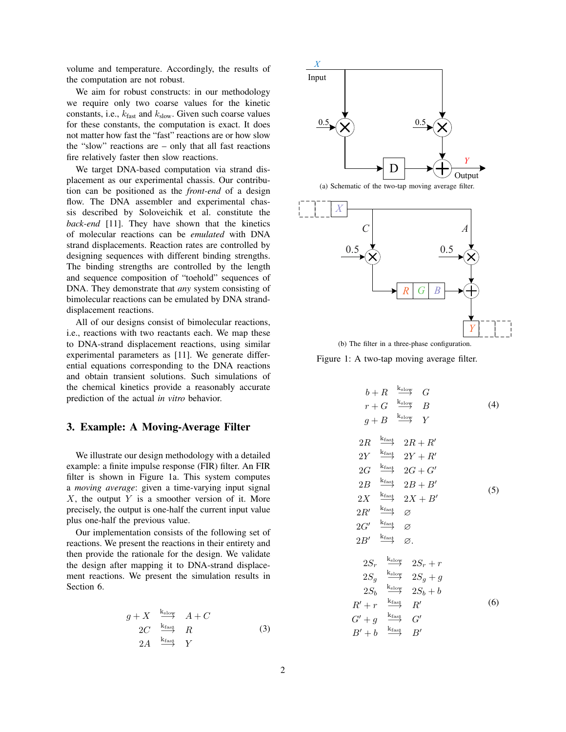volume and temperature. Accordingly, the results of the computation are not robust.

We aim for robust constructs: in our methodology we require only two coarse values for the kinetic constants, i.e., $k_{\text{fast}}$ and $k_{\text{slow}}$. Given such coarse values for these constants, the computation is exact. It does not matter how fast the "fast" reactions are or how slow the "slow" reactions are – only that all fast reactions fire relatively faster then slow reactions.

We target DNA-based computation via strand displacement as our experimental chassis. Our contribution can be positioned as the *front-end* of a design flow. The DNA assembler and experimental chassis described by Soloveichik et al. constitute the *back-end* [11]. They have shown that the kinetics of molecular reactions can be *emulated* with DNA strand displacements. Reaction rates are controlled by designing sequences with different binding strengths. The binding strengths are controlled by the length and sequence composition of "toehold" sequences of DNA. They demonstrate that *any* system consisting of bimolecular reactions can be emulated by DNA strand-displacement reactions.

All of our designs consist of bimolecular reactions, i.e., reactions with two reactants each. We map these to DNA-strand displacement reactions, using similar experimental parameters as [11]. We generate differential equations corresponding to the DNA reactions and obtain transient solutions. Such simulations of the chemical kinetics provide a reasonably accurate prediction of the actual *in vitro* behavior.

## 3. Example: A Moving-Average Filter

We illustrate our design methodology with a detailed example: a finite impulse response (FIR) filter. An FIR filter is shown in Figure 1a. This system computes a *moving average*: given a time-varying input signal $X$, the output $Y$ is a smoother version of it. More precisely, the output is one-half the current input value plus one-half the previous value.

Our implementation consists of the following set of reactions. We present the reactions in their entirety and then provide the rationale for the design. We validate the design after mapping it to DNA-strand displacement reactions. We present the simulation results in Section 6.

$$
\begin{aligned}
g + X &\xrightarrow{k_{\text{slow}}} A + C \\
2C &\xrightarrow{k_{\text{fast}}} R \\
2A &\xrightarrow{k_{\text{fast}}} Y
\end{aligned}
\tag{3}
$$

(a) Schematic of the two-tap moving average filter.

(b) The filter in a three-phase configuration.

Figure 1: A two-tap moving average filter.

$$
\begin{aligned}
b + R &\xrightarrow{k_{\text{slow}}} G \\
r + G &\xrightarrow{k_{\text{slow}}} B \\
g + B &\xrightarrow{k_{\text{slow}}} Y
\end{aligned}
\tag{4}
$$

$$
\begin{aligned}
2R &\xrightarrow{k_{\text{fast}}} 2R + R' \\
2Y &\xrightarrow{k_{\text{fast}}} 2Y + R' \\
2G &\xrightarrow{k_{\text{fast}}} 2G + G' \\
2B &\xrightarrow{k_{\text{fast}}} 2B + B' \\
2X &\xrightarrow{k_{\text{fast}}} 2X + B' \\
2R' &\xrightarrow{k_{\text{fast}}} \varnothing \\
2G' &\xrightarrow{k_{\text{fast}}} \varnothing \\
2B' &\xrightarrow{k_{\text{fast}}} \varnothing .
\end{aligned}
\tag{5}
$$

$$
\begin{aligned}
2S_r &\xrightarrow{k_{\text{slow}}} 2S_r + r \\
2S_g &\xrightarrow{k_{\text{slow}}} 2S_g + g \\
2S_b &\xrightarrow{k_{\text{slow}}} 2S_b + b \\
R' + r &\xrightarrow{k_{\text{fast}}} R' \\
G' + g &\xrightarrow{k_{\text{fast}}} G' \\
B' + b &\xrightarrow{k_{\text{fast}}} B'
\end{aligned}
\tag{6}
$$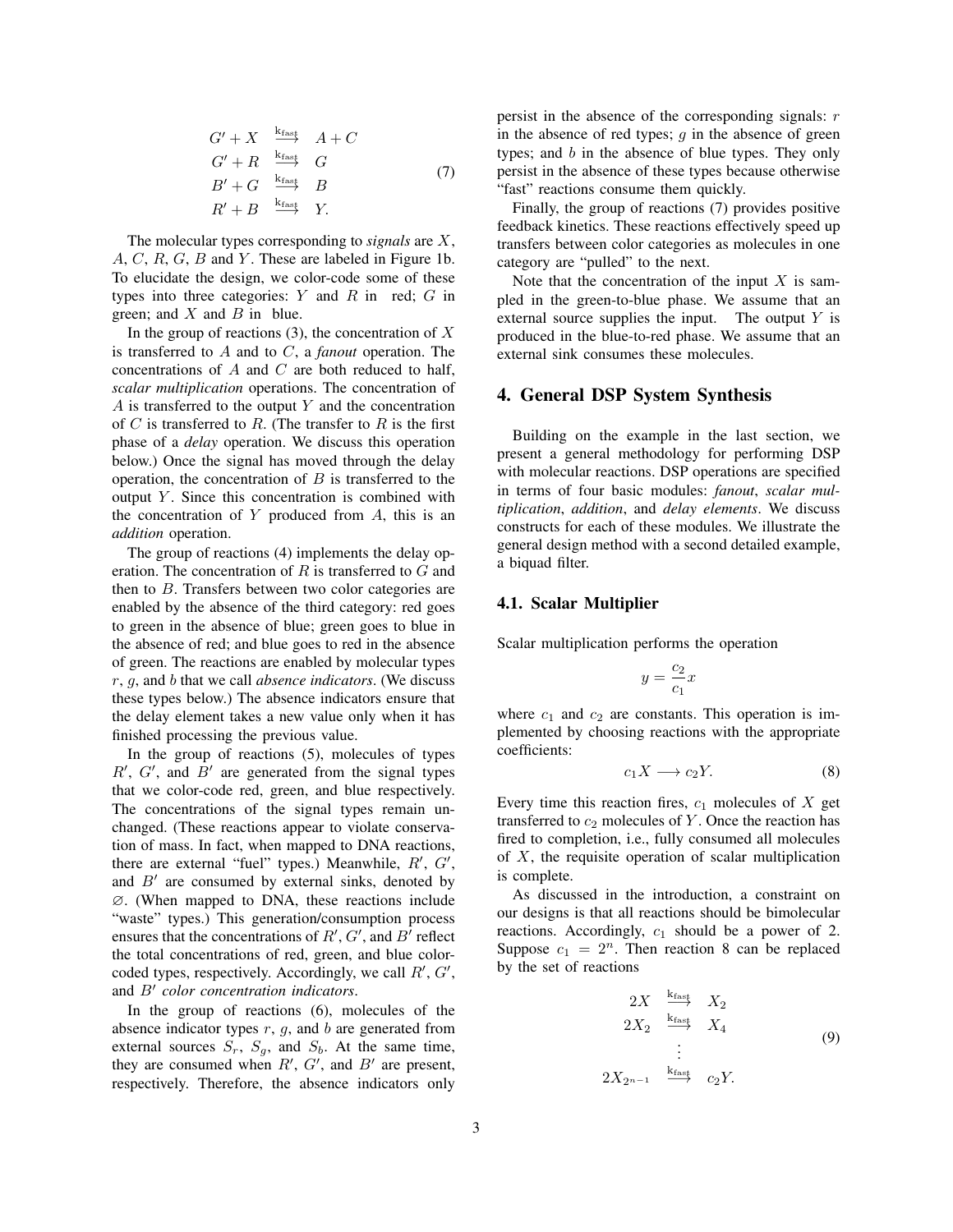$$
\begin{aligned}
G' + X &\xrightarrow{\mathrm{k_{fast}}} A + C \\
G' + R &\xrightarrow{\mathrm{k_{fast}}} G \\
B' + G &\xrightarrow{\mathrm{k_{fast}}} B \\
R' + B &\xrightarrow{\mathrm{k_{fast}}} Y.
\end{aligned}
\tag{7}
$$

The molecular types corresponding to *signals* are $X$, $A$, $C$, $R$, $G$, $B$ and $Y$. These are labeled in Figure 1b. To elucidate the design, we color-code some of these types into three categories: $Y$ and $R$ in red; $G$ in green; and $X$ and $B$ in blue.

In the group of reactions (3), the concentration of $X$ is transferred to $A$ and to $C$, a *fanout* operation. The concentrations of $A$ and $C$ are both reduced to half, *scalar multiplication* operations. The concentration of $A$ is transferred to the output $Y$ and the concentration of $C$ is transferred to $R$. (The transfer to $R$ is the first phase of a *delay* operation. We discuss this operation below.) Once the signal has moved through the delay operation, the concentration of $B$ is transferred to the output $Y$. Since this concentration is combined with the concentration of $Y$ produced from $A$, this is an *addition* operation.

The group of reactions (4) implements the delay operation. The concentration of $R$ is transferred to $G$ and then to $B$. Transfers between two color categories are enabled by the absence of the third category: red goes to green in the absence of blue; green goes to blue in the absence of red; and blue goes to red in the absence of green. The reactions are enabled by molecular types $r$, $g$, and $b$ that we call *absence indicators*. (We discuss these types below.) The absence indicators ensure that the delay element takes a new value only when it has finished processing the previous value.

In the group of reactions (5), molecules of types $R'$, $G'$, and $B'$ are generated from the signal types that we color-code red, green, and blue respectively. The concentrations of the signal types remain unchanged. (These reactions appear to violate conservation of mass. In fact, when mapped to DNA reactions, there are external "fuel" types.) Meanwhile, $R'$, $G'$, and $B'$ are consumed by external sinks, denoted by $\varnothing$. (When mapped to DNA, these reactions include "waste" types.) This generation/consumption process ensures that the concentrations of $R'$, $G'$, and $B'$ reflect the total concentrations of red, green, and blue color-coded types, respectively. Accordingly, we call $R'$, $G'$, and $B'$ *color concentration indicators*.

In the group of reactions (6), molecules of the absence indicator types $r$, $g$, and $b$ are generated from external sources $S_r$, $S_g$, and $S_b$. At the same time, they are consumed when $R'$, $G'$, and $B'$ are present, respectively. Therefore, the absence indicators only persist in the absence of the corresponding signals: $r$ in the absence of red types; $g$ in the absence of green types; and $b$ in the absence of blue types. They only persist in the absence of these types because otherwise "fast" reactions consume them quickly.

Finally, the group of reactions (7) provides positive feedback kinetics. These reactions effectively speed up transfers between color categories as molecules in one category are "pulled" to the next.

Note that the concentration of the input $X$ is sampled in the green-to-blue phase. We assume that an external source supplies the input. The output $Y$ is produced in the blue-to-red phase. We assume that an external sink consumes these molecules.

## 4. General DSP System Synthesis

Building on the example in the last section, we present a general methodology for performing DSP with molecular reactions. DSP operations are specified in terms of four basic modules: *fanout*, *scalar multiplication*, *addition*, and *delay elements*. We discuss constructs for each of these modules. We illustrate the general design method with a second detailed example, a biquad filter.

### 4.1. Scalar Multiplier

Scalar multiplication performs the operation

$$
y = \frac{c_2}{c_1} x
$$

where $c_1$ and $c_2$ are constants. This operation is implemented by choosing reactions with the appropriate coefficients:

$$
c_1 X \longrightarrow c_2 Y. \tag{8}
$$

Every time this reaction fires, $c_1$ molecules of $X$ get transferred to $c_2$ molecules of $Y$. Once the reaction has fired to completion, i.e., fully consumed all molecules of $X$, the requisite operation of scalar multiplication is complete.

As discussed in the introduction, a constraint on our designs is that all reactions should be bimolecular reactions. Accordingly, $c_1$ should be a power of 2. Suppose $c_1 = 2^n$. Then reaction 8 can be replaced by the set of reactions

$$
\begin{aligned}
2X &\xrightarrow{\mathrm{k_{fast}}} X_2 \\
2X_2 &\xrightarrow{\mathrm{k_{fast}}} X_4 \\
&\vdots \\
2X_{2^{n-1}} &\xrightarrow{\mathrm{k_{fast}}} c_2 Y.
\end{aligned}
\tag{9}
$$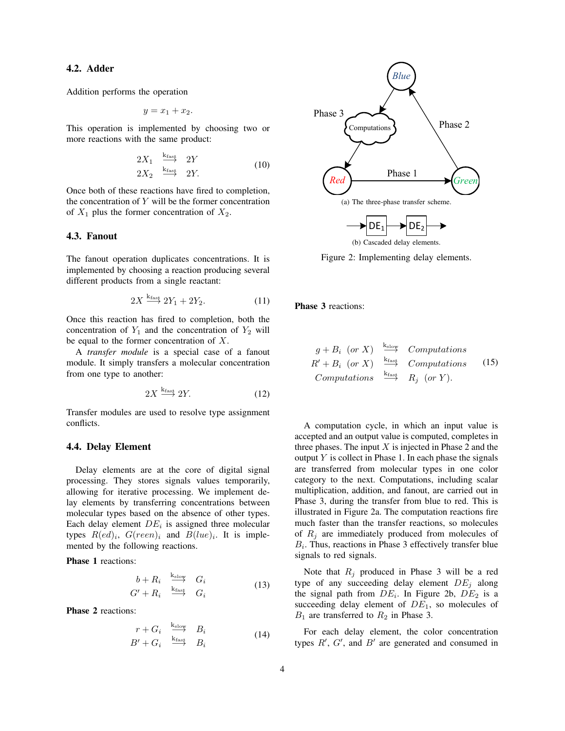### 4.2. Adder

Addition performs the operation

$$y = x_1 + x_2.$$

This operation is implemented by choosing two or more reactions with the same product:

$$\begin{array}{rcl} 2X_1 & \xrightarrow{k_{\text{fast}}} & 2Y \\ 2X_2 & \xrightarrow{k_{\text{fast}}} & 2Y. \end{array} \tag{10}$$

Once both of these reactions have fired to completion, the concentration of $Y$ will be the former concentration of $X_1$ plus the former concentration of $X_2$.

### 4.3. Fanout

The fanout operation duplicates concentrations. It is implemented by choosing a reaction producing several different products from a single reactant:

$$2X \xrightarrow{k_{\text{fast}}} 2Y_1 + 2Y_2. \tag{11}$$

Once this reaction has fired to completion, both the concentration of $Y_1$ and the concentration of $Y_2$ will be equal to the former concentration of $X$.

A *transfer module* is a special case of a fanout module. It simply transfers a molecular concentration from one type to another:

$$2X \xrightarrow{k_{\text{fast}}} 2Y. \tag{12}$$

Transfer modules are used to resolve type assignment conflicts.

### 4.4. Delay Element

Delay elements are at the core of digital signal processing. They stores signals values temporarily, allowing for iterative processing. We implement delay elements by transferring concentrations between molecular types based on the absence of other types. Each delay element $DE_i$ is assigned three molecular types $R(ed)_i$, $G(reen)_i$ and $B(lue)_i$. It is implemented by the following reactions.

**Phase 1** reactions:

$$\begin{array}{rcl} b + R_i & \xrightarrow{k_{\text{slow}}} & G_i \\ G' + R_i & \xrightarrow{k_{\text{fast}}} & G_i \end{array} \tag{13}$$

**Phase 2** reactions:

$$\begin{array}{rcl} r + G_i & \xrightarrow{k_{\text{slow}}} & B_i \\ B' + G_i & \xrightarrow{k_{\text{fast}}} & B_i \end{array} \tag{14}$$

(a) The three-phase transfer scheme.

(b) Cascaded delay elements.

Figure 2: Implementing delay elements.

**Phase 3** reactions:

$$\begin{array}{rcl} g + B_i \ \ (or\ X) & \xrightarrow{k_{\text{slow}}} & Computations \\ R' + B_i \ \ (or\ X) & \xrightarrow{k_{\text{fast}}} & Computations \\ Computations & \xrightarrow{k_{\text{fast}}} & R_j \ \ (or\ Y). \end{array} \tag{15}$$

A computation cycle, in which an input value is accepted and an output value is computed, completes in three phases. The input $X$ is injected in Phase 2 and the output $Y$ is collect in Phase 1. In each phase the signals are transferred from molecular types in one color category to the next. Computations, including scalar multiplication, addition, and fanout, are carried out in Phase 3, during the transfer from blue to red. This is illustrated in Figure 2a. The computation reactions fire much faster than the transfer reactions, so molecules of $R_j$ are immediately produced from molecules of $B_i$. Thus, reactions in Phase 3 effectively transfer blue signals to red signals.

Note that $R_j$ produced in Phase 3 will be a red type of any succeeding delay element $DE_j$ along the signal path from $DE_i$. In Figure 2b, $DE_2$ is a succeeding delay element of $DE_1$, so molecules of $B_1$ are transferred to $R_2$ in Phase 3.

For each delay element, the color concentration types $R'$, $G'$, and $B'$ are generated and consumed in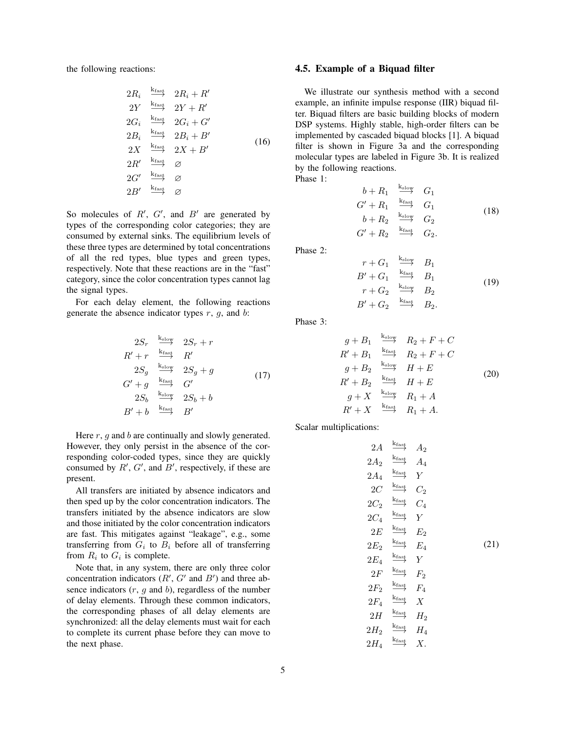the following reactions:

$$
\begin{array}{rcl}
2R_i & \xrightarrow{\mathrm{k_{fast}}} & 2R_i + R' \\
2Y & \xrightarrow{\mathrm{k_{fast}}} & 2Y + R' \\
2G_i & \xrightarrow{\mathrm{k_{fast}}} & 2G_i + G' \\
2B_i & \xrightarrow{\mathrm{k_{fast}}} & 2B_i + B' \\
2X & \xrightarrow{\mathrm{k_{fast}}} & 2X + B' \\
2R' & \xrightarrow{\mathrm{k_{fast}}} & \varnothing \\
2G' & \xrightarrow{\mathrm{k_{fast}}} & \varnothing \\
2B' & \xrightarrow{\mathrm{k_{fast}}} & \varnothing
\end{array}
\tag{16}
$$

So molecules of $R'$, $G'$, and $B'$ are generated by types of the corresponding color categories; they are consumed by external sinks. The equilibrium levels of these three types are determined by total concentrations of all the red types, blue types and green types, respectively. Note that these reactions are in the "fast" category, since the color concentration types cannot lag the signal types.

For each delay element, the following reactions generate the absence indicator types $r$, $g$, and $b$:

$$
\begin{array}{rcl}
2S_r & \xrightarrow{\mathrm{k_{slow}}} & 2S_r + r \\
R' + r & \xrightarrow{\mathrm{k_{fast}}} & R' \\
2S_g & \xrightarrow{\mathrm{k_{slow}}} & 2S_g + g \\
G' + g & \xrightarrow{\mathrm{k_{fast}}} & G' \\
2S_b & \xrightarrow{\mathrm{k_{slow}}} & 2S_b + b \\
B' + b & \xrightarrow{\mathrm{k_{fast}}} & B'
\end{array}
\tag{17}
$$

Here $r$, $g$ and $b$ are continually and slowly generated. However, they only persist in the absence of the corresponding color-coded types, since they are quickly consumed by $R'$, $G'$, and $B'$, respectively, if these are present.

All transfers are initiated by absence indicators and then sped up by the color concentration indicators. The transfers initiated by the absence indicators are slow and those initiated by the color concentration indicators are fast. This mitigates against "leakage", e.g., some transferring from $G_i$ to $B_i$ before all of transferring from $R_i$ to $G_i$ is complete.

Note that, in any system, there are only three color concentration indicators ($R'$, $G'$ and $B'$) and three absence indicators ($r$, $g$ and $b$), regardless of the number of delay elements. Through these common indicators, the corresponding phases of all delay elements are synchronized: all the delay elements must wait for each to complete its current phase before they can move to the next phase.

### 4.5. Example of a Biquad filter

We illustrate our synthesis method with a second example, an infinite impulse response (IIR) biquad filter. Biquad filters are basic building blocks of modern DSP systems. Highly stable, high-order filters can be implemented by cascaded biquad blocks [1]. A biquad filter is shown in Figure 3a and the corresponding molecular types are labeled in Figure 3b. It is realized by the following reactions.

Phase 1:

$$
\begin{array}{rcl}
b + R_1 & \xrightarrow{\mathrm{k_{slow}}} & G_1 \\
G' + R_1 & \xrightarrow{\mathrm{k_{fast}}} & G_1 \\
b + R_2 & \xrightarrow{\mathrm{k_{slow}}} & G_2 \\
G' + R_2 & \xrightarrow{\mathrm{k_{fast}}} & G_2.
\end{array}
\tag{18}
$$

Phase 2:

$$
\begin{array}{rcl}
r + G_1 & \xrightarrow{\mathrm{k_{slow}}} & B_1 \\
B' + G_1 & \xrightarrow{\mathrm{k_{fast}}} & B_1 \\
r + G_2 & \xrightarrow{\mathrm{k_{slow}}} & B_2 \\
B' + G_2 & \xrightarrow{\mathrm{k_{fast}}} & B_2.
\end{array}
\tag{19}
$$

Phase 3:

$$
\begin{array}{rcl}
g + B_1 & \xrightarrow{\mathrm{k_{slow}}} & R_2 + F + C \\
R' + B_1 & \xrightarrow{\mathrm{k_{fast}}} & R_2 + F + C \\
g + B_2 & \xrightarrow{\mathrm{k_{slow}}} & H + E \\
R' + B_2 & \xrightarrow{\mathrm{k_{fast}}} & H + E \\
g + X & \xrightarrow{\mathrm{k_{slow}}} & R_1 + A \\
R' + X & \xrightarrow{\mathrm{k_{fast}}} & R_1 + A.
\end{array}
\tag{20}
$$

Scalar multiplications:

$$
\begin{array}{rcl}
2A & \xrightarrow{\mathrm{k_{fast}}} & A_2 \\
2A_2 & \xrightarrow{\mathrm{k_{fast}}} & A_4 \\
2A_4 & \xrightarrow{\mathrm{k_{fast}}} & Y \\
2C & \xrightarrow{\mathrm{k_{fast}}} & C_2 \\
2C_2 & \xrightarrow{\mathrm{k_{fast}}} & C_4 \\
2C_4 & \xrightarrow{\mathrm{k_{fast}}} & Y \\
2E & \xrightarrow{\mathrm{k_{fast}}} & E_2 \\
2E_2 & \xrightarrow{\mathrm{k_{fast}}} & E_4 \\
2E_4 & \xrightarrow{\mathrm{k_{fast}}} & Y \\
2F & \xrightarrow{\mathrm{k_{fast}}} & F_2 \\
2F_2 & \xrightarrow{\mathrm{k_{fast}}} & F_4 \\
2F_4 & \xrightarrow{\mathrm{k_{fast}}} & X \\
2H & \xrightarrow{\mathrm{k_{fast}}} & H_2 \\
2H_2 & \xrightarrow{\mathrm{k_{fast}}} & H_4 \\
2H_4 & \xrightarrow{\mathrm{k_{fast}}} & X.
\end{array}
\tag{21}
$$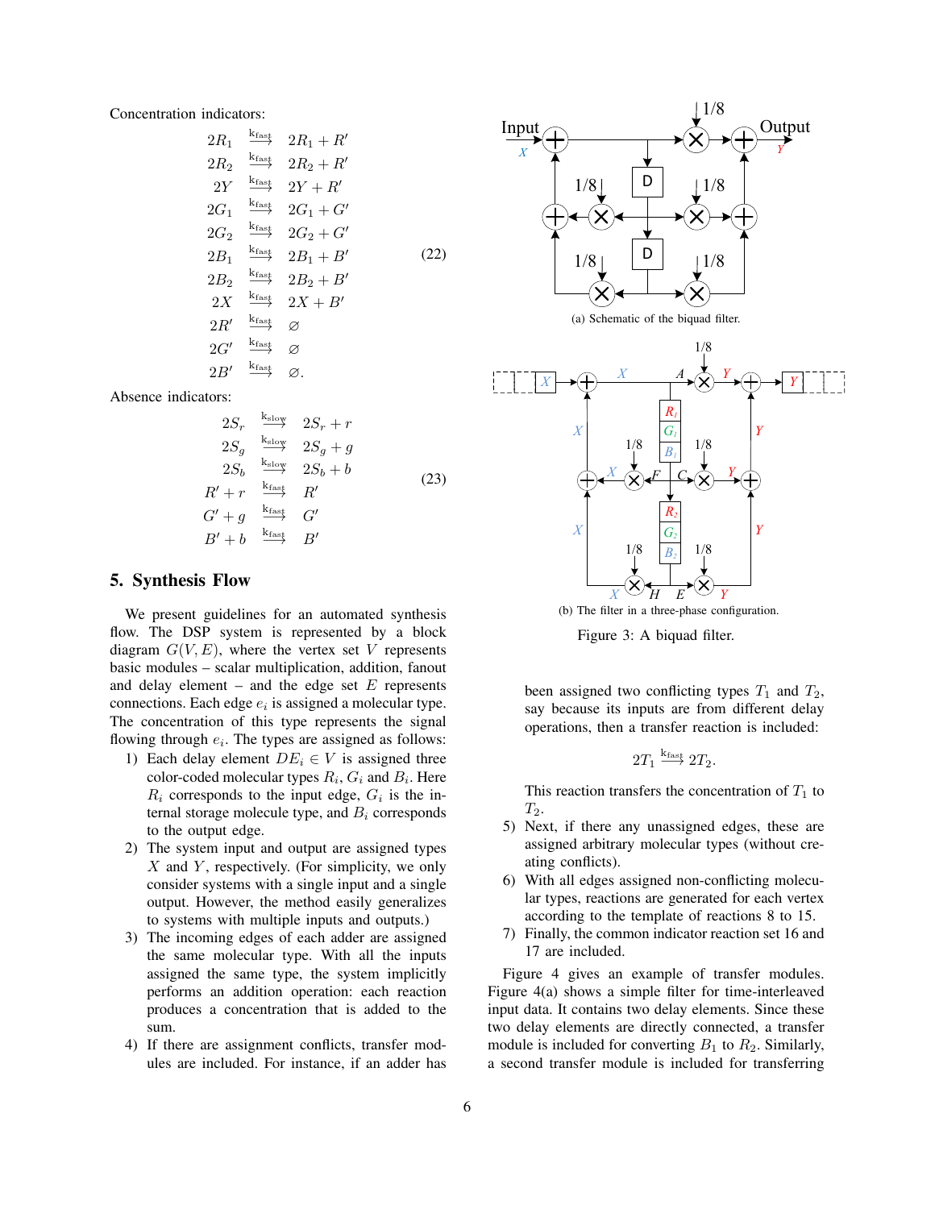Concentration indicators:

$$
\begin{aligned}
2R_1 &\xrightarrow{k_{\text{fast}}} 2R_1 + R' \\
2R_2 &\xrightarrow{k_{\text{fast}}} 2R_2 + R' \\
2Y &\xrightarrow{k_{\text{fast}}} 2Y + R' \\
2G_1 &\xrightarrow{k_{\text{fast}}} 2G_1 + G' \\
2G_2 &\xrightarrow{k_{\text{fast}}} 2G_2 + G' \\
2B_1 &\xrightarrow{k_{\text{fast}}} 2B_1 + B' \\
2B_2 &\xrightarrow{k_{\text{fast}}} 2B_2 + B' \\
2X &\xrightarrow{k_{\text{fast}}} 2X + B' \\
2R' &\xrightarrow{k_{\text{fast}}} \varnothing \\
2G' &\xrightarrow{k_{\text{fast}}} \varnothing \\
2B' &\xrightarrow{k_{\text{fast}}} \varnothing.
\end{aligned}
\tag{22}
$$

Absence indicators:

$$
\begin{aligned}
2S_r &\xrightarrow{k_{\text{slow}}} 2S_r + r \\
2S_g &\xrightarrow{k_{\text{slow}}} 2S_g + g \\
2S_b &\xrightarrow{k_{\text{slow}}} 2S_b + b \\
R' + r &\xrightarrow{k_{\text{fast}}} R' \\
G' + g &\xrightarrow{k_{\text{fast}}} G' \\
B' + b &\xrightarrow{k_{\text{fast}}} B'
\end{aligned}
\tag{23}
$$

## 5. Synthesis Flow

We present guidelines for an automated synthesis flow. The DSP system is represented by a block diagram $G(V, E)$, where the vertex set $V$ represents basic modules – scalar multiplication, addition, fanout and delay element – and the edge set $E$ represents connections. Each edge $e_i$ is assigned a molecular type. The concentration of this type represents the signal flowing through $e_i$. The types are assigned as follows:

1) Each delay element $DE_i \in V$ is assigned three color-coded molecular types $R_i$, $G_i$ and $B_i$. Here $R_i$ corresponds to the input edge, $G_i$ is the internal storage molecule type, and $B_i$ corresponds to the output edge.
2) The system input and output are assigned types $X$ and $Y$, respectively. (For simplicity, we only consider systems with a single input and a single output. However, the method easily generalizes to systems with multiple inputs and outputs.)
3) The incoming edges of each adder are assigned the same molecular type. With all the inputs assigned the same type, the system implicitly performs an addition operation: each reaction produces a concentration that is added to the sum.
4) If there are assignment conflicts, transfer modules are included. For instance, if an adder has been assigned two conflicting types $T_1$ and $T_2$, say because its inputs are from different delay operations, then a transfer reaction is included:

$$2T_1 \xrightarrow{k_{\text{fast}}} 2T_2.$$

This reaction transfers the concentration of $T_1$ to $T_2$.
5) Next, if there any unassigned edges, these are assigned arbitrary molecular types (without creating conflicts).
6) With all edges assigned non-conflicting molecular types, reactions are generated for each vertex according to the template of reactions 8 to 15.
7) Finally, the common indicator reaction set 16 and 17 are included.

(a) Schematic of the biquad filter.

(b) The filter in a three-phase configuration.

Figure 3: A biquad filter.

Figure 4 gives an example of transfer modules. Figure 4(a) shows a simple filter for time-interleaved input data. It contains two delay elements. Since these two delay elements are directly connected, a transfer module is included for converting $B_1$ to $R_2$. Similarly, a second transfer module is included for transferring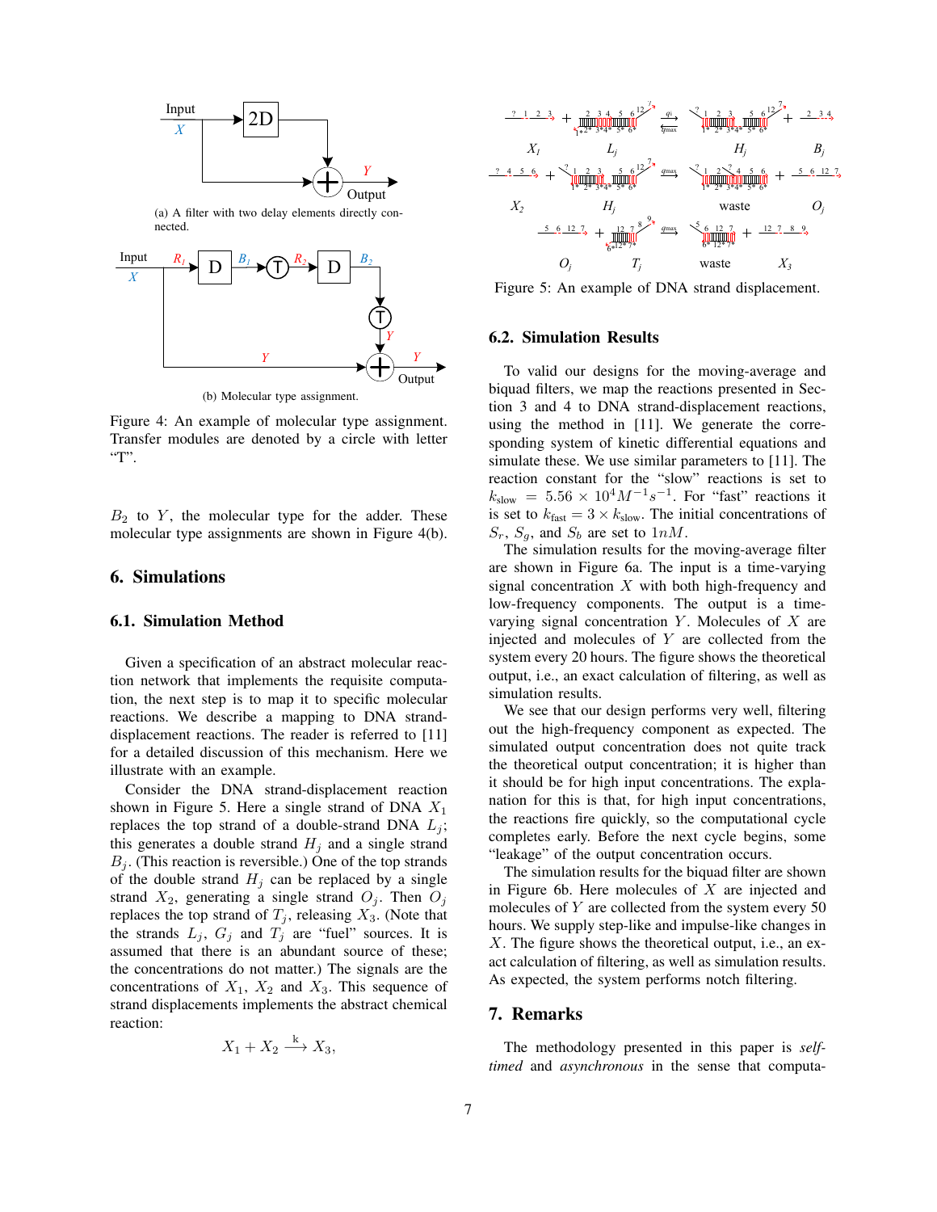(a) A filter with two delay elements directly connected.

(b) Molecular type assignment.

Figure 4: An example of molecular type assignment. Transfer modules are denoted by a circle with letter "T".

$B_2$ to $Y$, the molecular type for the adder. These molecular type assignments are shown in Figure 4(b).

## 6. Simulations

### 6.1. Simulation Method

Given a specification of an abstract molecular reaction network that implements the requisite computation, the next step is to map it to specific molecular reactions. We describe a mapping to DNA strand-displacement reactions. The reader is referred to [11] for a detailed discussion of this mechanism. Here we illustrate with an example.

Consider the DNA strand-displacement reaction shown in Figure 5. Here a single strand of DNA $X_1$ replaces the top strand of a double-strand DNA $L_j$; this generates a double strand $H_j$ and a single strand $B_j$. (This reaction is reversible.) One of the top strands of the double strand $H_j$ can be replaced by a single strand $X_2$, generating a single strand $O_j$. Then $O_j$ replaces the top strand of $T_j$, releasing $X_3$. (Note that the strands $L_j$, $G_j$ and $T_j$ are "fuel" sources. It is assumed that there is an abundant source of these; the concentrations do not matter.) The signals are the concentrations of $X_1$, $X_2$ and $X_3$. This sequence of strand displacements implements the abstract chemical reaction:

$$X_1 + X_2 \xrightarrow{\text{k}} X_3,$$

Figure 5: An example of DNA strand displacement.

### 6.2. Simulation Results

To valid our designs for the moving-average and biquad filters, we map the reactions presented in Section 3 and 4 to DNA strand-displacement reactions, using the method in [11]. We generate the corresponding system of kinetic differential equations and simulate these. We use similar parameters to [11]. The reaction constant for the "slow" reactions is set to $k_{\text{slow}} = 5.56 \times 10^4 M^{-1}s^{-1}$. For "fast" reactions it is set to $k_{\text{fast}} = 3 \times k_{\text{slow}}$. The initial concentrations of $S_r$, $S_g$, and $S_b$ are set to $1nM$.

The simulation results for the moving-average filter are shown in Figure 6a. The input is a time-varying signal concentration $X$ with both high-frequency and low-frequency components. The output is a time-varying signal concentration $Y$. Molecules of $X$ are injected and molecules of $Y$ are collected from the system every 20 hours. The figure shows the theoretical output, i.e., an exact calculation of filtering, as well as simulation results.

We see that our design performs very well, filtering out the high-frequency component as expected. The simulated output concentration does not quite track the theoretical output concentration; it is higher than it should be for high input concentrations. The explanation for this is that, for high input concentrations, the reactions fire quickly, so the computational cycle completes early. Before the next cycle begins, some "leakage" of the output concentration occurs.

The simulation results for the biquad filter are shown in Figure 6b. Here molecules of $X$ are injected and molecules of $Y$ are collected from the system every 50 hours. We supply step-like and impulse-like changes in $X$. The figure shows the theoretical output, i.e., an exact calculation of filtering, as well as simulation results. As expected, the system performs notch filtering.

## 7. Remarks

The methodology presented in this paper is *self-timed* and *asynchronous* in the sense that computa-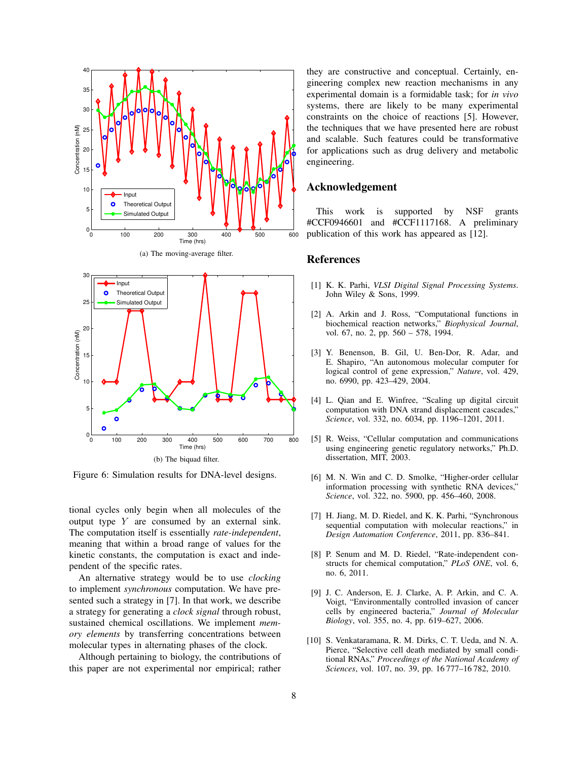(a) The moving-average filter.

(b) The biquad filter.

Figure 6: Simulation results for DNA-level designs.

tional cycles only begin when all molecules of the output type $Y$ are consumed by an external sink. The computation itself is essentially *rate-independent*, meaning that within a broad range of values for the kinetic constants, the computation is exact and independent of the specific rates.

An alternative strategy would be to use *clocking* to implement *synchronous* computation. We have presented such a strategy in [7]. In that work, we describe a strategy for generating a *clock signal* through robust, sustained chemical oscillations. We implement *memory elements* by transferring concentrations between molecular types in alternating phases of the clock.

Although pertaining to biology, the contributions of this paper are not experimental nor empirical; rather they are constructive and conceptual. Certainly, engineering complex new reaction mechanisms in any experimental domain is a formidable task; for *in vivo* systems, there are likely to be many experimental constraints on the choice of reactions [5]. However, the techniques that we have presented here are robust and scalable. Such features could be transformative for applications such as drug delivery and metabolic engineering.

## Acknowledgement

This work is supported by NSF grants #CCF0946601 and #CCF1117168. A preliminary publication of this work has appeared as [12].

## References

[1] K. K. Parhi, *VLSI Digital Signal Processing Systems*. John Wiley & Sons, 1999.

[2] A. Arkin and J. Ross, "Computational functions in biochemical reaction networks," *Biophysical Journal*, vol. 67, no. 2, pp. 560 – 578, 1994.

[3] Y. Benenson, B. Gil, U. Ben-Dor, R. Adar, and E. Shapiro, "An autonomous molecular computer for logical control of gene expression," *Nature*, vol. 429, no. 6990, pp. 423–429, 2004.

[4] L. Qian and E. Winfree, "Scaling up digital circuit computation with DNA strand displacement cascades," *Science*, vol. 332, no. 6034, pp. 1196–1201, 2011.

[5] R. Weiss, "Cellular computation and communications using engineering genetic regulatory networks," Ph.D. dissertation, MIT, 2003.

[6] M. N. Win and C. D. Smolke, "Higher-order cellular information processing with synthetic RNA devices," *Science*, vol. 322, no. 5900, pp. 456–460, 2008.

[7] H. Jiang, M. D. Riedel, and K. K. Parhi, "Synchronous sequential computation with molecular reactions," in *Design Automation Conference*, 2011, pp. 836–841.

[8] P. Senum and M. D. Riedel, "Rate-independent constructs for chemical computation," *PLoS ONE*, vol. 6, no. 6, 2011.

[9] J. C. Anderson, E. J. Clarke, A. P. Arkin, and C. A. Voigt, "Environmentally controlled invasion of cancer cells by engineered bacteria," *Journal of Molecular Biology*, vol. 355, no. 4, pp. 619–627, 2006.

[10] S. Venkataramana, R. M. Dirks, C. T. Ueda, and N. A. Pierce, "Selective cell death mediated by small conditional RNAs," *Proceedings of the National Academy of Sciences*, vol. 107, no. 39, pp. 16 777–16 782, 2010.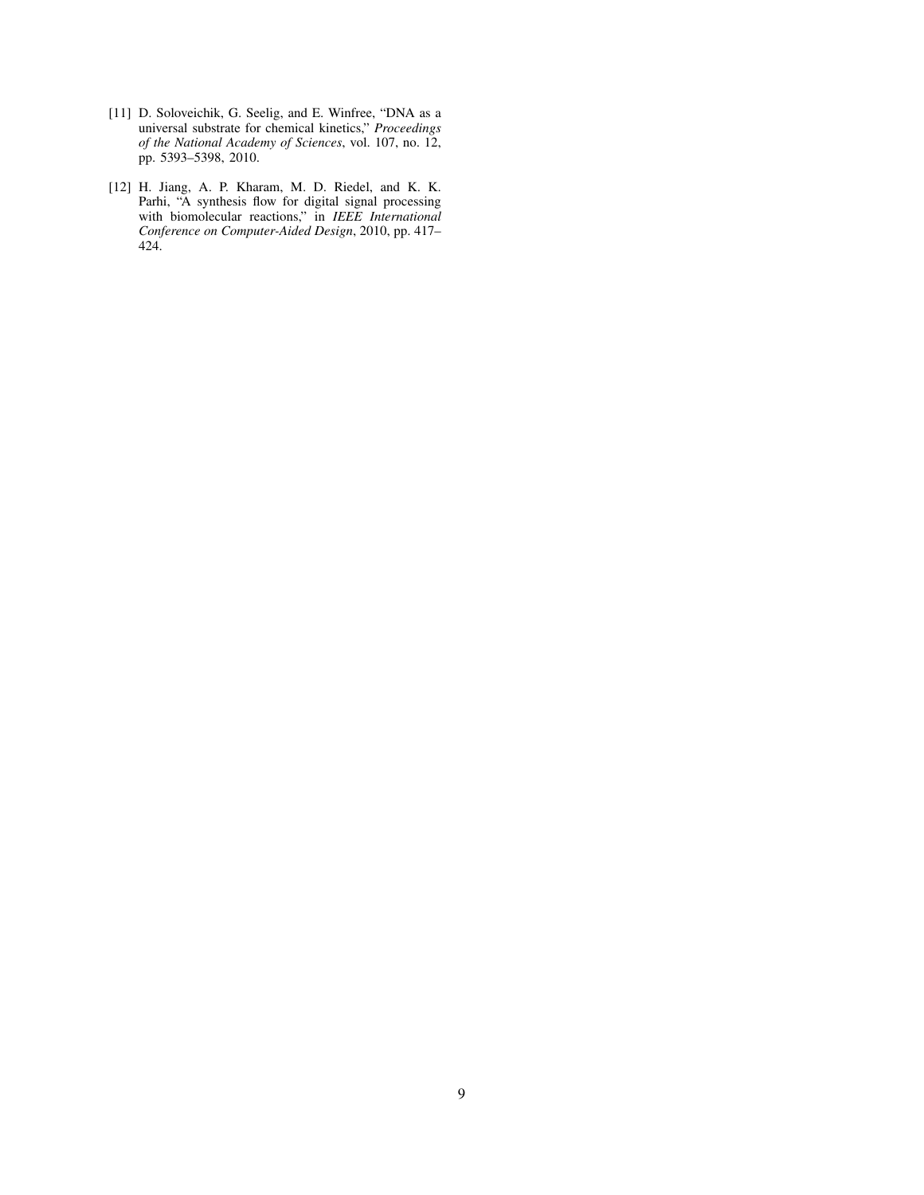[11] D. Soloveichik, G. Seelig, and E. Winfree, "DNA as a universal substrate for chemical kinetics," *Proceedings of the National Academy of Sciences*, vol. 107, no. 12, pp. 5393–5398, 2010.

[12] H. Jiang, A. P. Kharam, M. D. Riedel, and K. K. Parhi, "A synthesis flow for digital signal processing with biomolecular reactions," in *IEEE International Conference on Computer-Aided Design*, 2010, pp. 417–424.